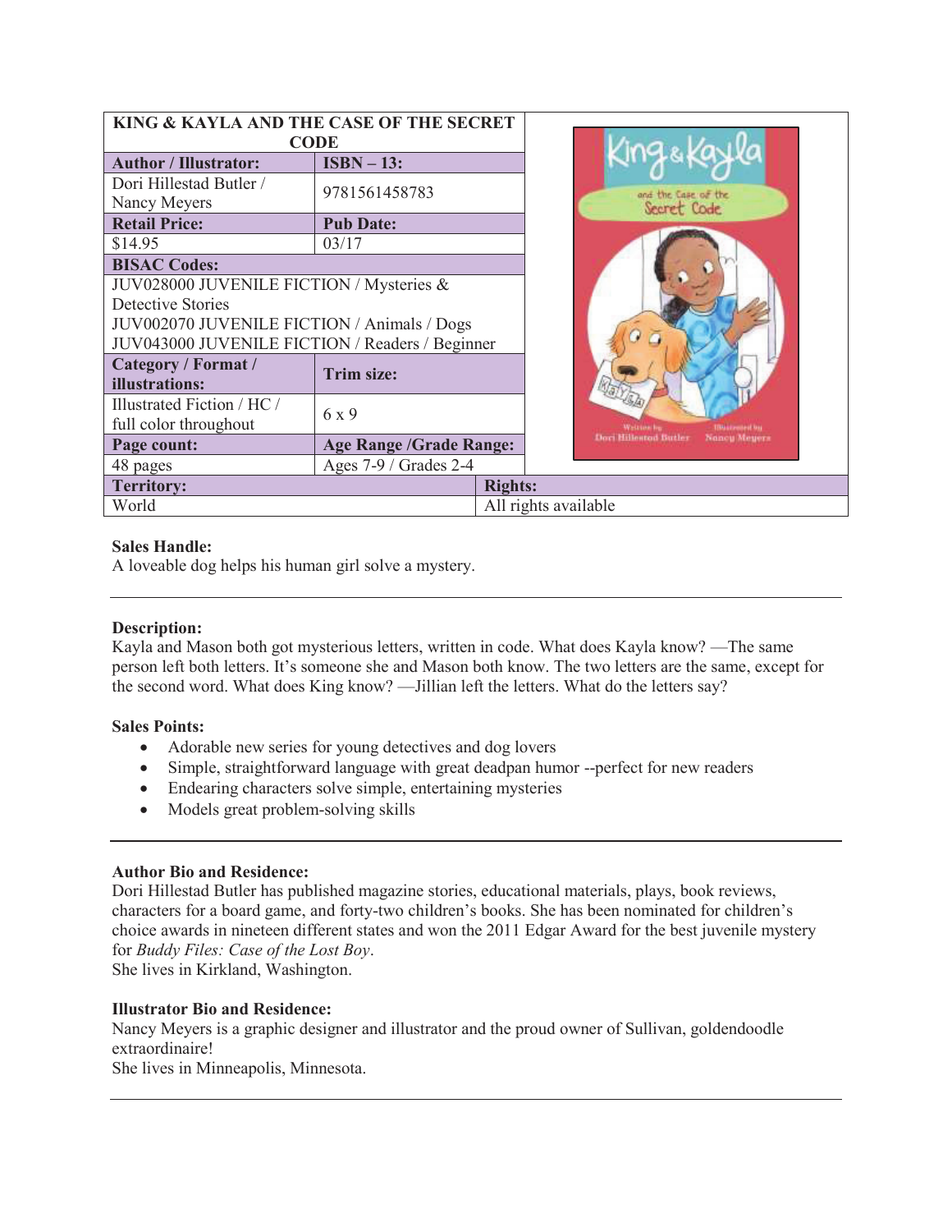| KING & KAYLA AND THE CASE OF THE SECRET CODE | |
|---|---|
| **Author / Illustrator:** | **ISBN – 13:** |
| Dori Hillestad Butler / Nancy Meyers | 9781561458783 |
| **Retail Price:** | **Pub Date:** |
| $14.95 | 03/17 |
| **BISAC Codes:** | |
| JUV028000 JUVENILE FICTION / Mysteries & Detective Stories<br>JUV002070 JUVENILE FICTION / Animals / Dogs<br>JUV043000 JUVENILE FICTION / Readers / Beginner | |
| **Category / Format / illustrations:** | **Trim size:** |
| Illustrated Fiction / HC / full color throughout | 6 x 9 |
| **Page count:** | **Age Range /Grade Range:** |
| 48 pages | Ages 7-9 / Grades 2-4 |
| **Territory:** | **Rights:** |
| World | All rights available |

**Sales Handle:**
A loveable dog helps his human girl solve a mystery.

---

**Description:**
Kayla and Mason both got mysterious letters, written in code. What does Kayla know? —The same person left both letters. It's someone she and Mason both know. The two letters are the same, except for the second word. What does King know? —Jillian left the letters. What do the letters say?

**Sales Points:**

- Adorable new series for young detectives and dog lovers
- Simple, straightforward language with great deadpan humor --perfect for new readers
- Endearing characters solve simple, entertaining mysteries
- Models great problem-solving skills

---

**Author Bio and Residence:**
Dori Hillestad Butler has published magazine stories, educational materials, plays, book reviews, characters for a board game, and forty-two children's books. She has been nominated for children's choice awards in nineteen different states and won the 2011 Edgar Award for the best juvenile mystery for *Buddy Files: Case of the Lost Boy*.
She lives in Kirkland, Washington.

**Illustrator Bio and Residence:**
Nancy Meyers is a graphic designer and illustrator and the proud owner of Sullivan, goldendoodle extraordinaire!
She lives in Minneapolis, Minnesota.

---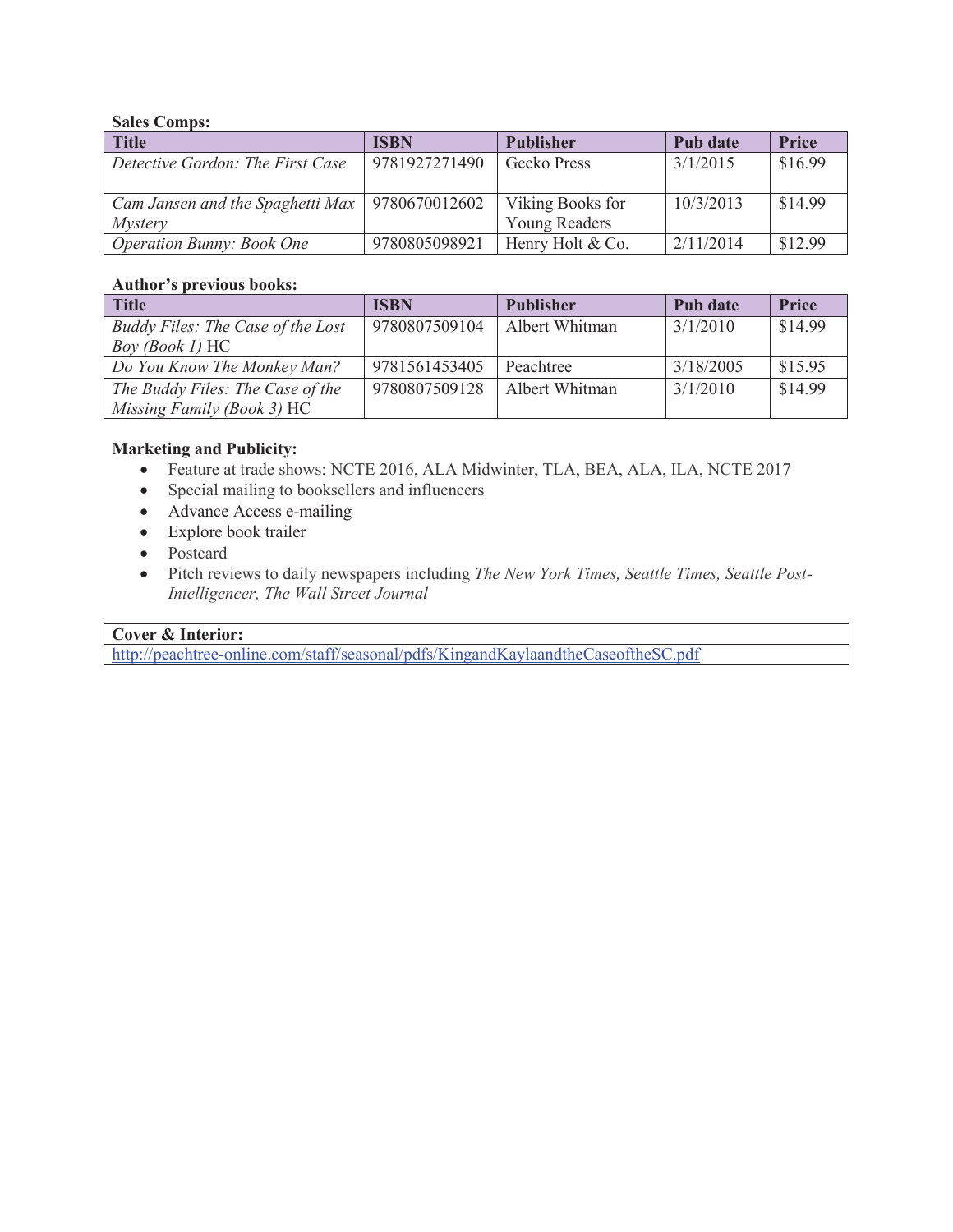**Sales Comps:**

| Title | ISBN | Publisher | Pub date | Price |
|---|---|---|---|---|
| *Detective Gordon: The First Case* | 9781927271490 | Gecko Press | 3/1/2015 | $16.99 |
| *Cam Jansen and the Spaghetti Max Mystery* | 9780670012602 | Viking Books for Young Readers | 10/3/2013 | $14.99 |
| *Operation Bunny: Book One* | 9780805098921 | Henry Holt & Co. | 2/11/2014 | $12.99 |

**Author's previous books:**

| Title | ISBN | Publisher | Pub date | Price |
|---|---|---|---|---|
| *Buddy Files: The Case of the Lost Boy (Book 1)* HC | 9780807509104 | Albert Whitman | 3/1/2010 | $14.99 |
| *Do You Know The Monkey Man?* | 9781561453405 | Peachtree | 3/18/2005 | $15.95 |
| *The Buddy Files: The Case of the Missing Family (Book 3)* HC | 9780807509128 | Albert Whitman | 3/1/2010 | $14.99 |

**Marketing and Publicity:**

- Feature at trade shows: NCTE 2016, ALA Midwinter, TLA, BEA, ALA, ILA, NCTE 2017
- Special mailing to booksellers and influencers
- Advance Access e-mailing
- Explore book trailer
- Postcard
- Pitch reviews to daily newspapers including *The New York Times, Seattle Times, Seattle Post-Intelligencer, The Wall Street Journal*

| **Cover & Interior:** |
|---|
| http://peachtree-online.com/staff/seasonal/pdfs/KingandKaylaandtheCaseoftheSC.pdf |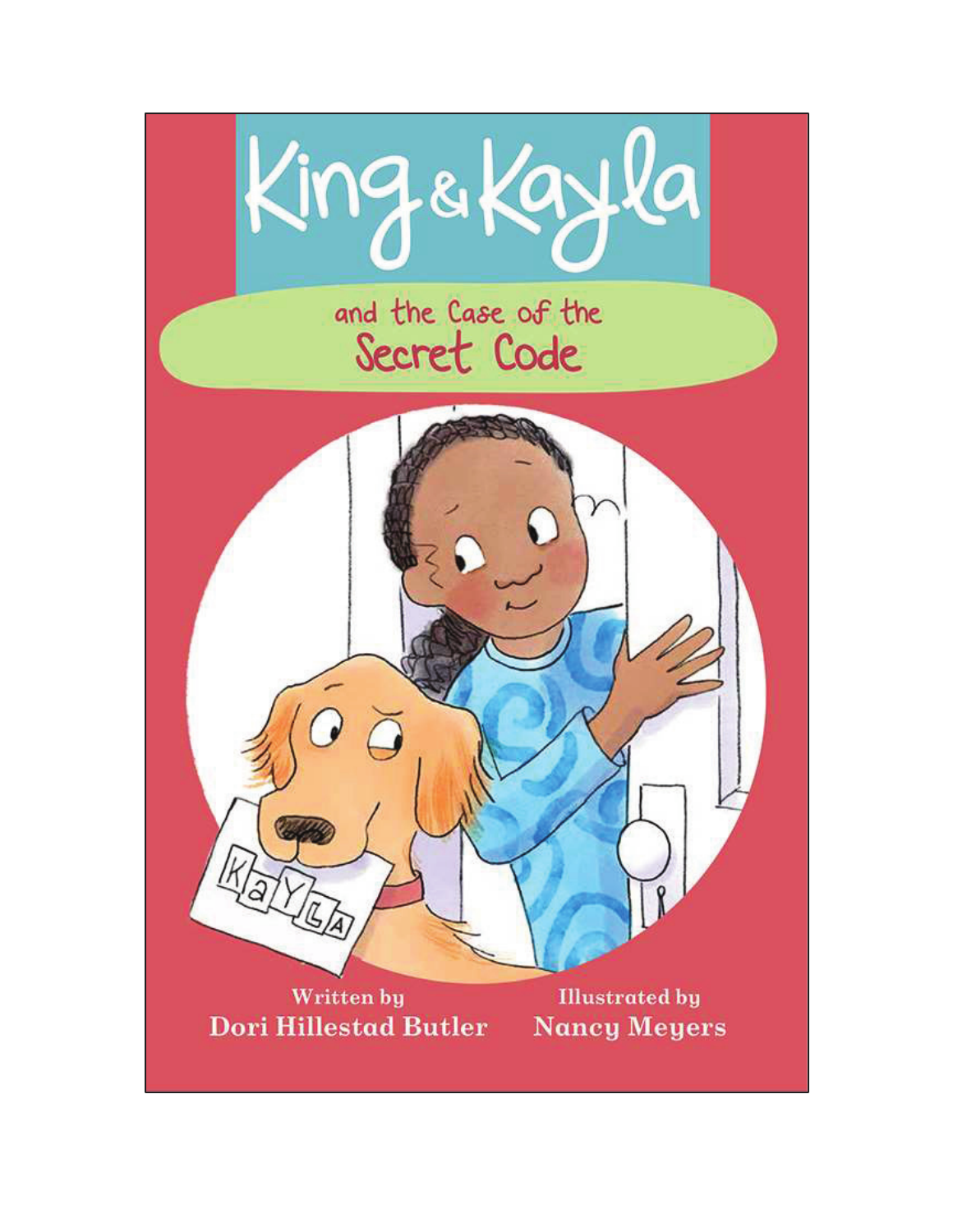# King & Kayla

## and the Case of the Secret Code

Written by
Dori Hillestad Butler

Illustrated by
Nancy Meyers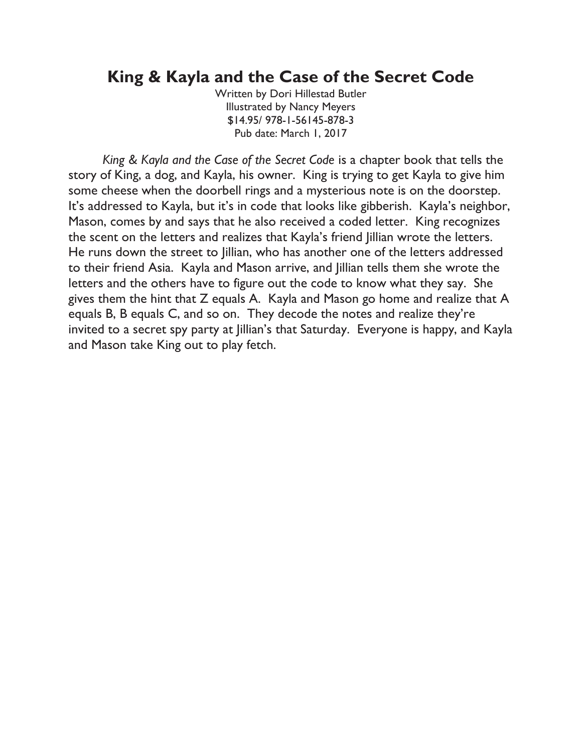# King & Kayla and the Case of the Secret Code

Written by Dori Hillestad Butler
Illustrated by Nancy Meyers
$14.95/ 978-1-56145-878-3
Pub date: March 1, 2017

*King & Kayla and the Case of the Secret Code* is a chapter book that tells the story of King, a dog, and Kayla, his owner. King is trying to get Kayla to give him some cheese when the doorbell rings and a mysterious note is on the doorstep. It's addressed to Kayla, but it's in code that looks like gibberish. Kayla's neighbor, Mason, comes by and says that he also received a coded letter. King recognizes the scent on the letters and realizes that Kayla's friend Jillian wrote the letters. He runs down the street to Jillian, who has another one of the letters addressed to their friend Asia. Kayla and Mason arrive, and Jillian tells them she wrote the letters and the others have to figure out the code to know what they say. She gives them the hint that Z equals A. Kayla and Mason go home and realize that A equals B, B equals C, and so on. They decode the notes and realize they're invited to a secret spy party at Jillian's that Saturday. Everyone is happy, and Kayla and Mason take King out to play fetch.